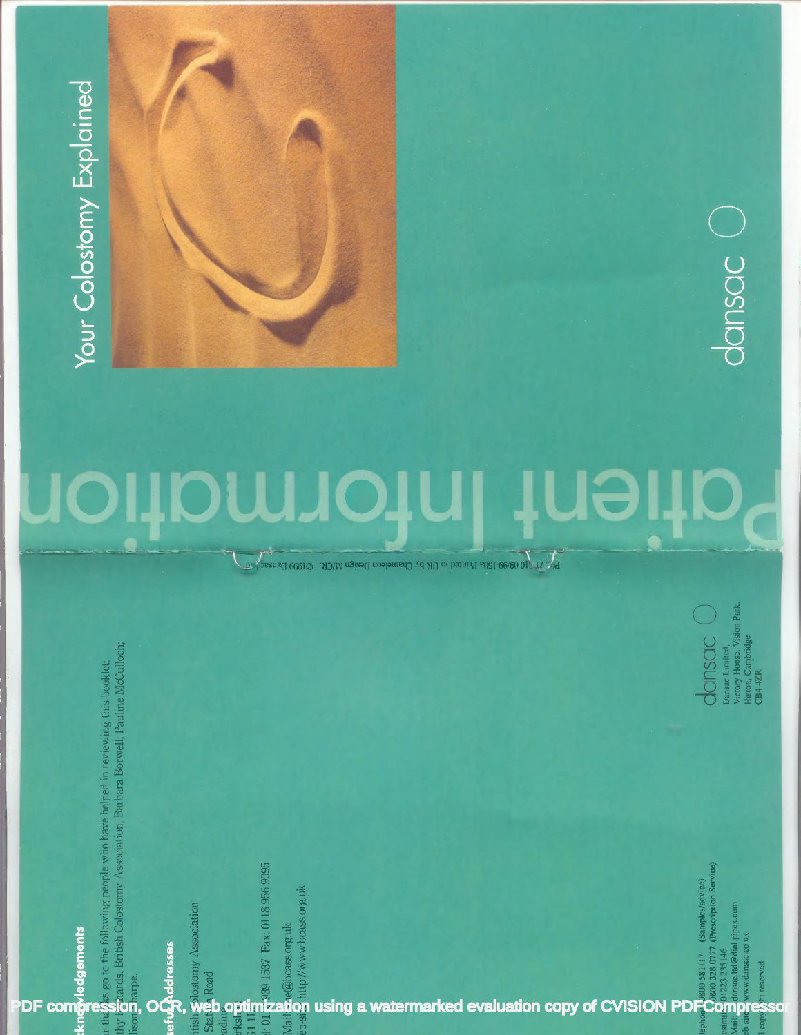# Your Colostomy Explained

dansac

Patient Information

PO-71-10-09/99-1.50a Printed in UK by Chameleon Design M/CR. ©1999 Dansac Ltd

dansac
Dansac Limited,
Victory House, Vision Park,
Histon, Cambridge
CB4 4ZR

## Acknowledgements

Our thanks go to the following people who have helped in reviewing this booklet:
...thy ...ards, British Colostomy Association, Barbara Borwell, Pauline McCulloch,
...lison ...harpe.

## Useful Addresses

British Colostomy Association
... Station Road
Reading
Berkshire
RG1 1...
Tel: 01... 939 1537 Fax: 0118 956 9095
E-Mail: ...e@bcass.org.uk
Web-site: http://www.bcass.org.uk

Telephone: ...800 581117 (Samples/advice)
...800 328 0777 (Prescription Service)
Facsimile: 01223 235146
E-Mail: dansac.ltd@dial.pipex.com
Web-site: www.dansac.co.uk
All copyright reserved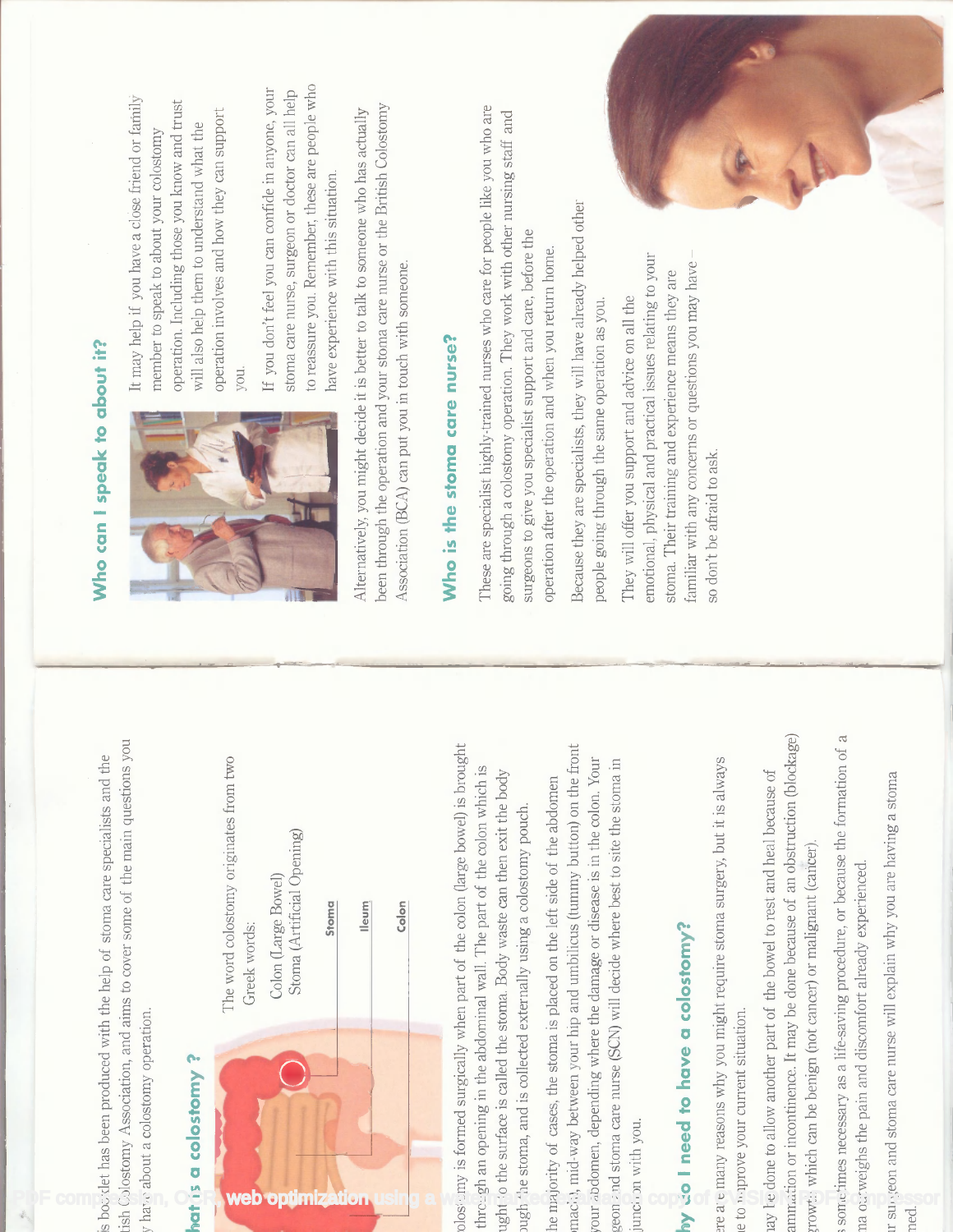is booklet has been produced with the help of stoma care specialists and the tish Colostomy Association, and aims to cover some of the main questions you y have about a colostomy operation.

## hat is a colostomy ?

The word colostomy originates from two Greek words:

Colon (Large Bowel)
Stoma (Artificial Opening)

Stoma
Ileum
Colon

olostomy is formed surgically when part of the colon (large bowel) is brought through an opening in the abdominal wall. The part of the colon which is ught to the surface is called the stoma. Body waste can then exit the body ough the stoma, and is collected externally using a colostomy pouch.

he majority of cases, the stoma is placed on the left side of the abdomen mach), mid-way between your hip and umbilicus (tummy button) on the front your abdomen, depending where the damage or disease is in the colon. Your geon and stoma care nurse (SCN) will decide where best to site the stoma in junction with you.

## hy do I need to have a colostomy?

ere are many reasons why you might require stoma surgery, but it is always ne to improve your current situation.

nay be done to allow another part of the bowel to rest and heal because of ammation or incontinence. It may be done because of an obstruction (blockage) growth which can be benign (not cancer) or malignant (cancer).

s sometimes necessary as a life-saving procedure, or because the formation of a ma outweighs the pain and discomfort already experienced.

ur surgeon and stoma care nurse will explain why you are having a stoma ned.

## Who can I speak to about it?

It may help if you have a close friend or family member to speak to about your colostomy operation. Including those you know and trust will also help them to understand what the operation involves and how they can support you.

If you don't feel you can confide in anyone, your stoma care nurse, surgeon or doctor can all help to reassure you. Remember, these are people who have experience with this situation.

Alternatively, you might decide it is better to talk to someone who has actually been through the operation and your stoma care nurse or the British Colostomy Association (BCA) can put you in touch with someone.

## Who is the stoma care nurse?

These are specialist highly-trained nurses who care for people like you who are going through a colostomy operation. They work with other nursing staff and surgeons to give you specialist support and care, before the operation after the operation and when you return home.

Because they are specialists, they will have already helped other people going through the same operation as you.

They will offer you support and advice on all the emotional, physical and practical issues relating to your stoma. Their training and experience means they are familiar with any concerns or questions you may have – so don't be afraid to ask.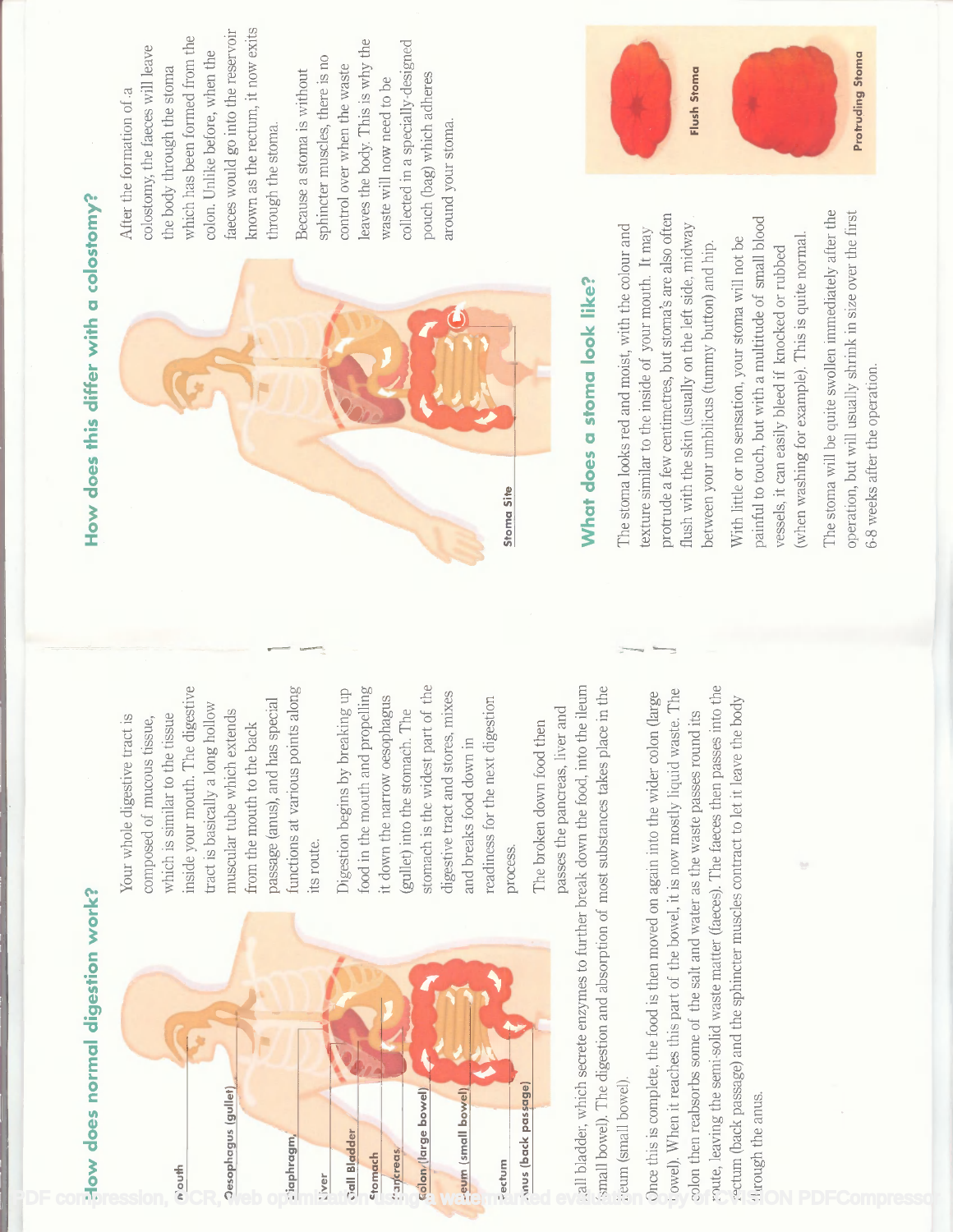## How does normal digestion work?

Mouth

Oesophagus (gullet)

Diaphragm

Liver

Gall Bladder

Stomach

Pancreas

Colon (large bowel)

Ileum (small bowel)

Rectum

Anus (back passage)

Your whole digestive tract is composed of mucous tissue, which is similar to the tissue inside your mouth. The digestive tract is basically a long hollow muscular tube which extends from the mouth to the back passage (anus), and has special functions at various points along its route.

Digestion begins by breaking up food in the mouth and propelling it down the narrow oesophagus (gullet) into the stomach. The stomach is the widest part of the digestive tract and stores, mixes and breaks food down in readiness for the next digestion process.

The broken down food then passes the pancreas, liver and gall bladder, which secrete enzymes to further break down the food, into the ileum (small bowel). The digestion and absorption of most substances takes place in the ileum (small bowel).

Once this is complete, the food is then moved on again into the wider colon (large bowel). When it reaches this part of the bowel, it is now mostly liquid waste. The colon then reabsorbs some of the salt and water as the waste passes round its route, leaving the semi-solid waste matter (faeces). The faeces then passes into the rectum (back passage) and the sphincter muscles contract to let it leave the body through the anus.

## How does this differ with a colostomy?

Stoma Site

After the formation of a colostomy, the faeces will leave the body through the stoma which has been formed from the colon. Unlike before, when the faeces would go into the reservoir known as the rectum, it now exits through the stoma.

Because a stoma is without sphincter muscles, there is no control over when the waste leaves the body. This is why the waste will now need to be collected in a specially-designed pouch (bag) which adheres around your stoma.

Flush Stoma

Protruding Stoma

## What does a stoma look like?

The stoma looks red and moist, with the colour and texture similar to the inside of your mouth. It may protrude a few centimetres, but stoma's are also often flush with the skin (usually on the left side, midway between your umbilicus (tummy button) and hip.

With little or no sensation, your stoma will not be painful to touch, but with a multitude of small blood vessels, it can easily bleed if knocked or rubbed (when washing for example). This is quite normal.

The stoma will be quite swollen immediately after the operation, but will usually shrink in size over the first 6-8 weeks after the operation.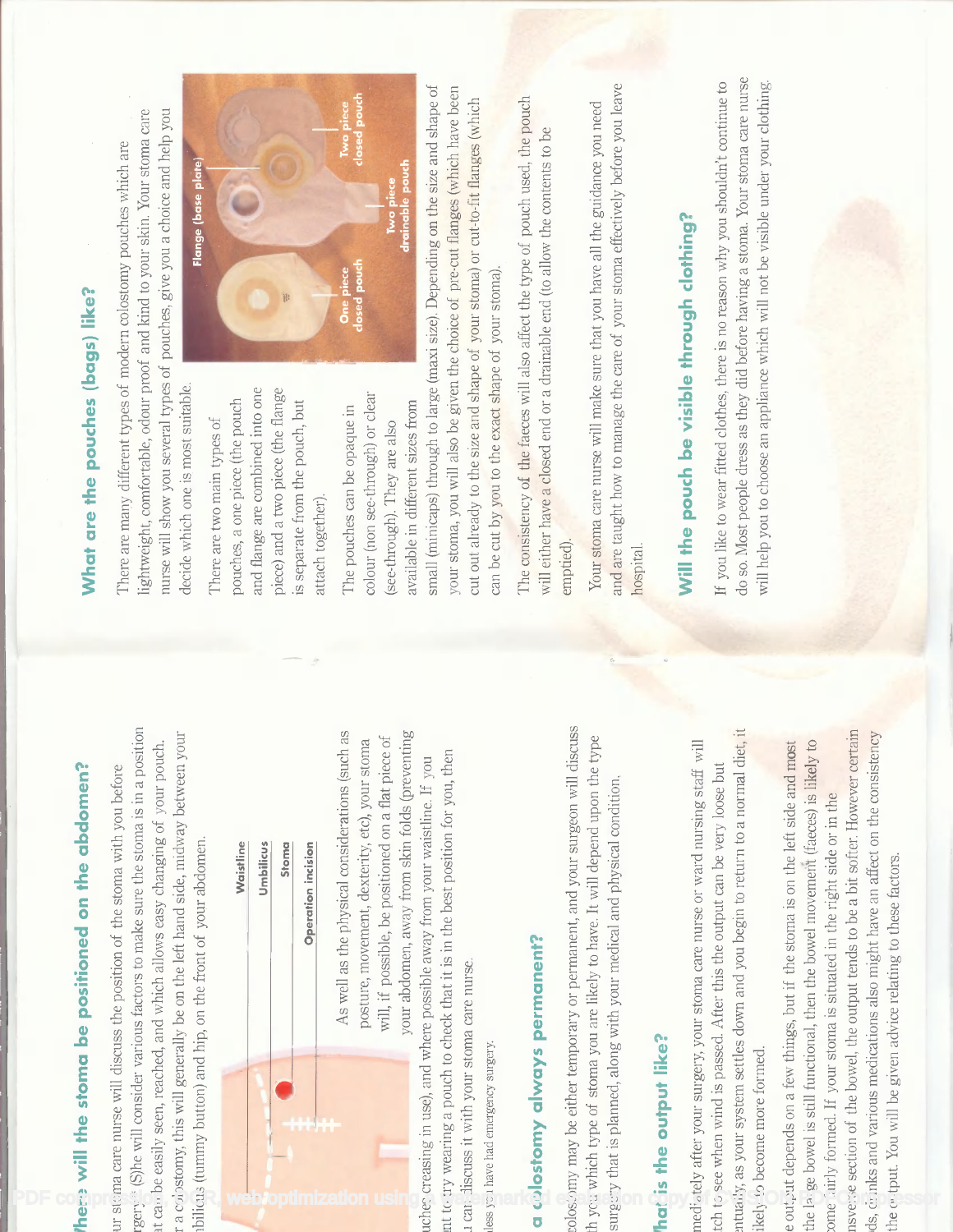## Where will the stoma be positioned on the abdomen?

Your stoma care nurse will discuss the position of the stoma with you before surgery. (S)he will consider various factors to make sure the stoma is in a position that can be easily seen, reached, and which allows easy changing of your pouch. For a colostomy, this will generally be on the left hand side, midway between your umbilicus (tummy button) and hip, on the front of your abdomen.

Waistline

Umbilicus

Stoma

Operation incision

As well as the physical considerations (such as posture, movement, dexterity, etc), your stoma will, if possible, be positioned on a flat piece of your abdomen, away from skin folds (preventing pouches creasing in use), and where possible away from your waistline. If you want to try wearing a pouch to check that it is in the best position for you, then you can discuss it with your stoma care nurse.

Unless you have had emergency surgery.

## Is a colostomy always permanent?

A colostomy may be either temporary or permanent, and your surgeon will discuss with you which type of stoma you are likely to have. It will depend upon the type of surgery that is planned, along with your medical and physical condition.

## What is the output like?

Immediately after your surgery, your stoma care nurse or ward nursing staff will watch to see when wind is passed. After this the output can be very loose but eventually, as your system settles down and you begin to return to a normal diet, it is likely to become more formed.

The output depends on a few things, but if the stoma is on the left side and most of the large bowel is still functional, then the bowel movement (faeces) is likely to become fairly formed. If your stoma is situated in the right side or in the transverse section of the bowel, the output tends to be a bit softer. However certain foods, drinks and various medications also might have an affect on the consistency of the output. You will be given advice relating to these factors.

## What are the pouches (bags) like?

There are many different types of modern colostomy pouches which are lightweight, comfortable, odour proof and kind to your skin. Your stoma care nurse will show you several types of pouches, give you a choice and help you decide which one is most suitable.

One piece closed pouch

Flange (base plate)

Two piece drainable pouch

Two piece closed pouch

There are two main types of pouches, a one piece (the pouch and flange are combined into one piece) and a two piece (the flange is separate from the pouch, but attach together).

The pouches can be opaque in colour (non see-through) or clear (see-through). They are also available in different sizes from small (minicaps) through to large (maxi size). Depending on the size and shape of your stoma, you will also be given the choice of pre-cut flanges (which have been cut out already to the size and shape of your stoma) or cut-to-fit flanges (which can be cut by you to the exact shape of your stoma).

The consistency of the faeces will also affect the type of pouch used, the pouch will either have a closed end or a drainable end (to allow the contents to be emptied).

Your stoma care nurse will make sure that you have all the guidance you need and are taught how to manage the care of your stoma effectively before you leave hospital.

## Will the pouch be visible through clothing?

If you like to wear fitted clothes, there is no reason why you shouldn't continue to do so. Most people dress as they did before having a stoma. Your stoma care nurse will help you to choose an appliance which will not be visible under your clothing.